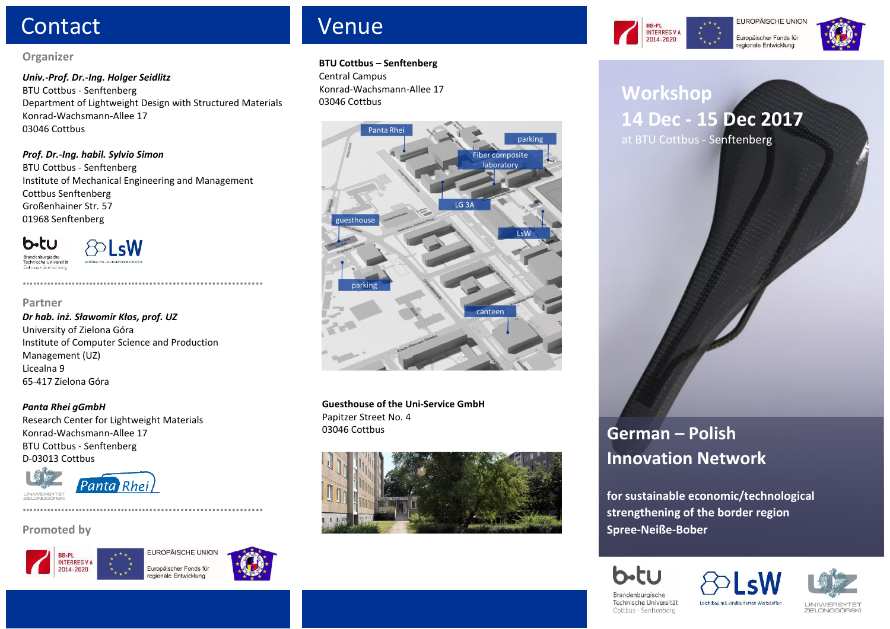# Contact

## Organizer

***Univ.-Prof. Dr.-Ing. Holger Seidlitz***
BTU Cottbus - Senftenberg
Department of Lightweight Design with Structured Materials
Konrad-Wachsmann-Allee 17
03046 Cottbus

***Prof. Dr.-Ing. habil. Sylvio Simon***
BTU Cottbus - Senftenberg
Institute of Mechanical Engineering and Management
Cottbus Senftenberg
Großenhainer Str. 57
01968 Senftenberg

## Partner

***Dr hab. inż. Sławomir Kłos, prof. UZ***
University of Zielona Góra
Institute of Computer Science and Production Management (UZ)
Licealna 9
65-417 Zielona Góra

***Panta Rhei gGmbH***
Research Center for Lightweight Materials
Konrad-Wachsmann-Allee 17
BTU Cottbus - Senftenberg
D-03013 Cottbus

## Promoted by

BB-PL INTERREG V A 2014-2020
EUROPÄISCHE UNION
Europäischer Fonds für regionale Entwicklung

# Venue

**BTU Cottbus – Senftenberg**
Central Campus
Konrad-Wachsmann-Allee 17
03046 Cottbus

**Guesthouse of the Uni-Service GmbH**
Papitzer Street No. 4
03046 Cottbus

# Workshop 14 Dec - 15 Dec 2017

at BTU Cottbus - Senftenberg

## German – Polish Innovation Network

**for sustainable economic/technological strengthening of the border region Spree-Neiße-Bober**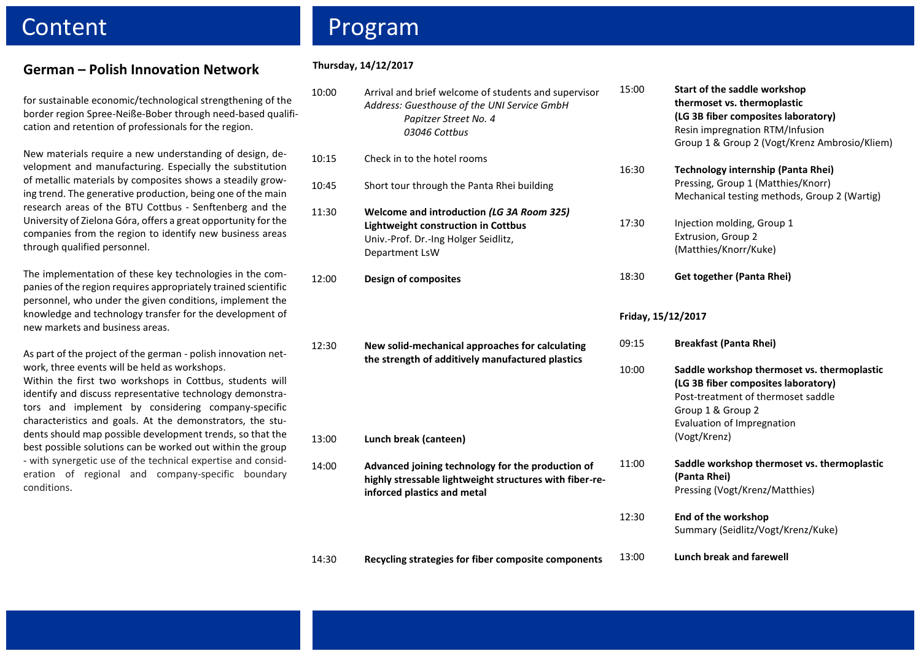# Content

## German – Polish Innovation Network

for sustainable economic/technological strengthening of the border region Spree-Neiße-Bober through need-based qualification and retention of professionals for the region.

New materials require a new understanding of design, development and manufacturing. Especially the substitution of metallic materials by composites shows a steadily growing trend. The generative production, being one of the main research areas of the BTU Cottbus - Senftenberg and the University of Zielona Góra, offers a great opportunity for the companies from the region to identify new business areas through qualified personnel.

The implementation of these key technologies in the companies of the region requires appropriately trained scientific personnel, who under the given conditions, implement the knowledge and technology transfer for the development of new markets and business areas.

As part of the project of the german - polish innovation network, three events will be held as workshops.
Within the first two workshops in Cottbus, students will identify and discuss representative technology demonstrators and implement by considering company-specific characteristics and goals. At the demonstrators, the students should map possible development trends, so that the best possible solutions can be worked out within the group - with synergetic use of the technical expertise and consideration of regional and company-specific boundary conditions.

# Program

**Thursday, 14/12/2017**

| | |
|---|---|
| 10:00 | Arrival and brief welcome of students and supervisor<br>*Address: Guesthouse of the UNI Service GmbH*<br>*Papitzer Street No. 4*<br>*03046 Cottbus* |
| 10:15 | Check in to the hotel rooms |
| 10:45 | Short tour through the Panta Rhei building |
| 11:30 | **Welcome and introduction *(LG 3A Room 325)***<br>**Lightweight construction in Cottbus**<br>Univ.-Prof. Dr.-Ing Holger Seidlitz,<br>Department LsW |
| 12:00 | **Design of composites** |
| 12:30 | **New solid-mechanical approaches for calculating the strength of additively manufactured plastics** |
| 13:00 | **Lunch break (canteen)** |
| 14:00 | **Advanced joining technology for the production of highly stressable lightweight structures with fiber-reinforced plastics and metal** |
| 14:30 | **Recycling strategies for fiber composite components** |
| 15:00 | **Start of the saddle workshop**<br>**thermoset vs. thermoplastic**<br>**(LG 3B fiber composites laboratory)**<br>Resin impregnation RTM/Infusion<br>Group 1 & Group 2 (Vogt/Krenz Ambrosio/Kliem) |
| 16:30 | **Technology internship (Panta Rhei)**<br>Pressing, Group 1 (Matthies/Knorr)<br>Mechanical testing methods, Group 2 (Wartig) |
| 17:30 | Injection molding, Group 1<br>Extrusion, Group 2<br>(Matthies/Knorr/Kuke) |
| 18:30 | **Get together (Panta Rhei)** |

**Friday, 15/12/2017**

| | |
|---|---|
| 09:15 | **Breakfast (Panta Rhei)** |
| 10:00 | **Saddle workshop thermoset vs. thermoplastic**<br>**(LG 3B fiber composites laboratory)**<br>Post-treatment of thermoset saddle<br>Group 1 & Group 2<br>Evaluation of Impregnation<br>(Vogt/Krenz) |
| 11:00 | **Saddle workshop thermoset vs. thermoplastic**<br>**(Panta Rhei)**<br>Pressing (Vogt/Krenz/Matthies) |
| 12:30 | **End of the workshop**<br>Summary (Seidlitz/Vogt/Krenz/Kuke) |
| 13:00 | **Lunch break and farewell** |